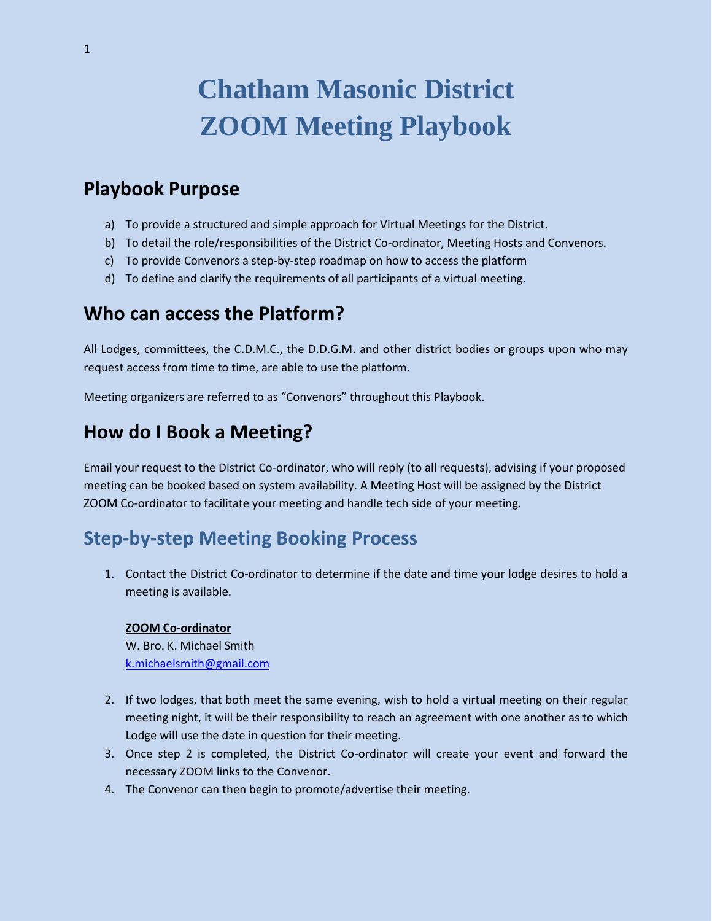# Chatham Masonic District ZOOM Meeting Playbook

## Playbook Purpose

a) To provide a structured and simple approach for Virtual Meetings for the District.
b) To detail the role/responsibilities of the District Co-ordinator, Meeting Hosts and Convenors.
c) To provide Convenors a step-by-step roadmap on how to access the platform
d) To define and clarify the requirements of all participants of a virtual meeting.

## Who can access the Platform?

All Lodges, committees, the C.D.M.C., the D.D.G.M. and other district bodies or groups upon who may request access from time to time, are able to use the platform.

Meeting organizers are referred to as "Convenors" throughout this Playbook.

## How do I Book a Meeting?

Email your request to the District Co-ordinator, who will reply (to all requests), advising if your proposed meeting can be booked based on system availability. A Meeting Host will be assigned by the District ZOOM Co-ordinator to facilitate your meeting and handle tech side of your meeting.

## Step-by-step Meeting Booking Process

1. Contact the District Co-ordinator to determine if the date and time your lodge desires to hold a meeting is available.

   **ZOOM Co-ordinator**
   W. Bro. K. Michael Smith
   k.michaelsmith@gmail.com

2. If two lodges, that both meet the same evening, wish to hold a virtual meeting on their regular meeting night, it will be their responsibility to reach an agreement with one another as to which Lodge will use the date in question for their meeting.
3. Once step 2 is completed, the District Co-ordinator will create your event and forward the necessary ZOOM links to the Convenor.
4. The Convenor can then begin to promote/advertise their meeting.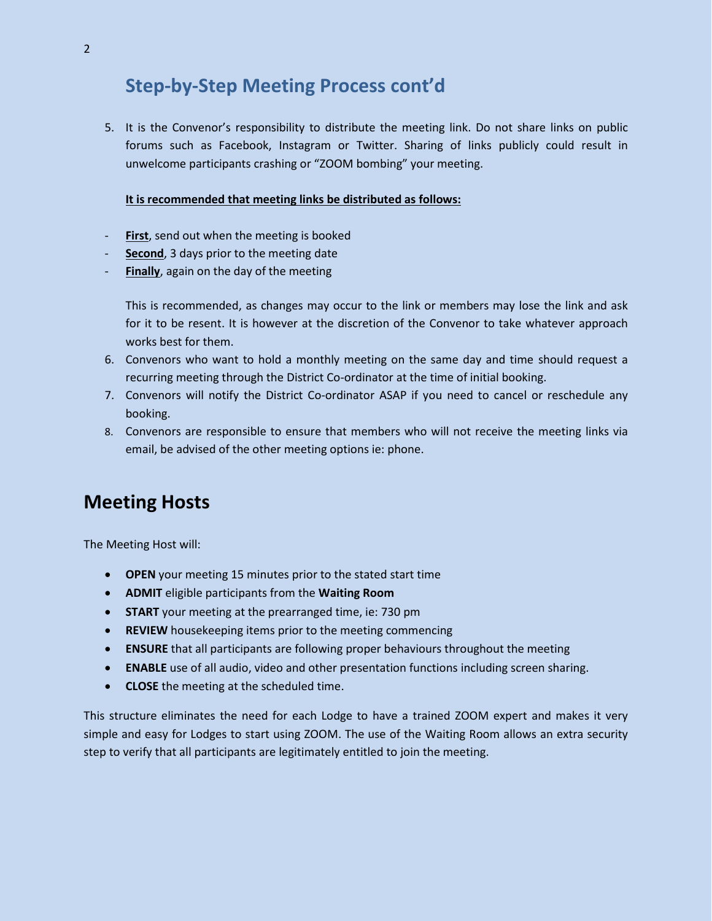## Step-by-Step Meeting Process cont'd

5. It is the Convenor's responsibility to distribute the meeting link. Do not share links on public forums such as Facebook, Instagram or Twitter. Sharing of links publicly could result in unwelcome participants crashing or "ZOOM bombing" your meeting.

   **It is recommended that meeting links be distributed as follows:**

- **First**, send out when the meeting is booked
- **Second**, 3 days prior to the meeting date
- **Finally**, again on the day of the meeting

   This is recommended, as changes may occur to the link or members may lose the link and ask for it to be resent. It is however at the discretion of the Convenor to take whatever approach works best for them.

6. Convenors who want to hold a monthly meeting on the same day and time should request a recurring meeting through the District Co-ordinator at the time of initial booking.
7. Convenors will notify the District Co-ordinator ASAP if you need to cancel or reschedule any booking.
8. Convenors are responsible to ensure that members who will not receive the meeting links via email, be advised of the other meeting options ie: phone.

## Meeting Hosts

The Meeting Host will:

- **OPEN** your meeting 15 minutes prior to the stated start time
- **ADMIT** eligible participants from the **Waiting Room**
- **START** your meeting at the prearranged time, ie: 730 pm
- **REVIEW** housekeeping items prior to the meeting commencing
- **ENSURE** that all participants are following proper behaviours throughout the meeting
- **ENABLE** use of all audio, video and other presentation functions including screen sharing.
- **CLOSE** the meeting at the scheduled time.

This structure eliminates the need for each Lodge to have a trained ZOOM expert and makes it very simple and easy for Lodges to start using ZOOM. The use of the Waiting Room allows an extra security step to verify that all participants are legitimately entitled to join the meeting.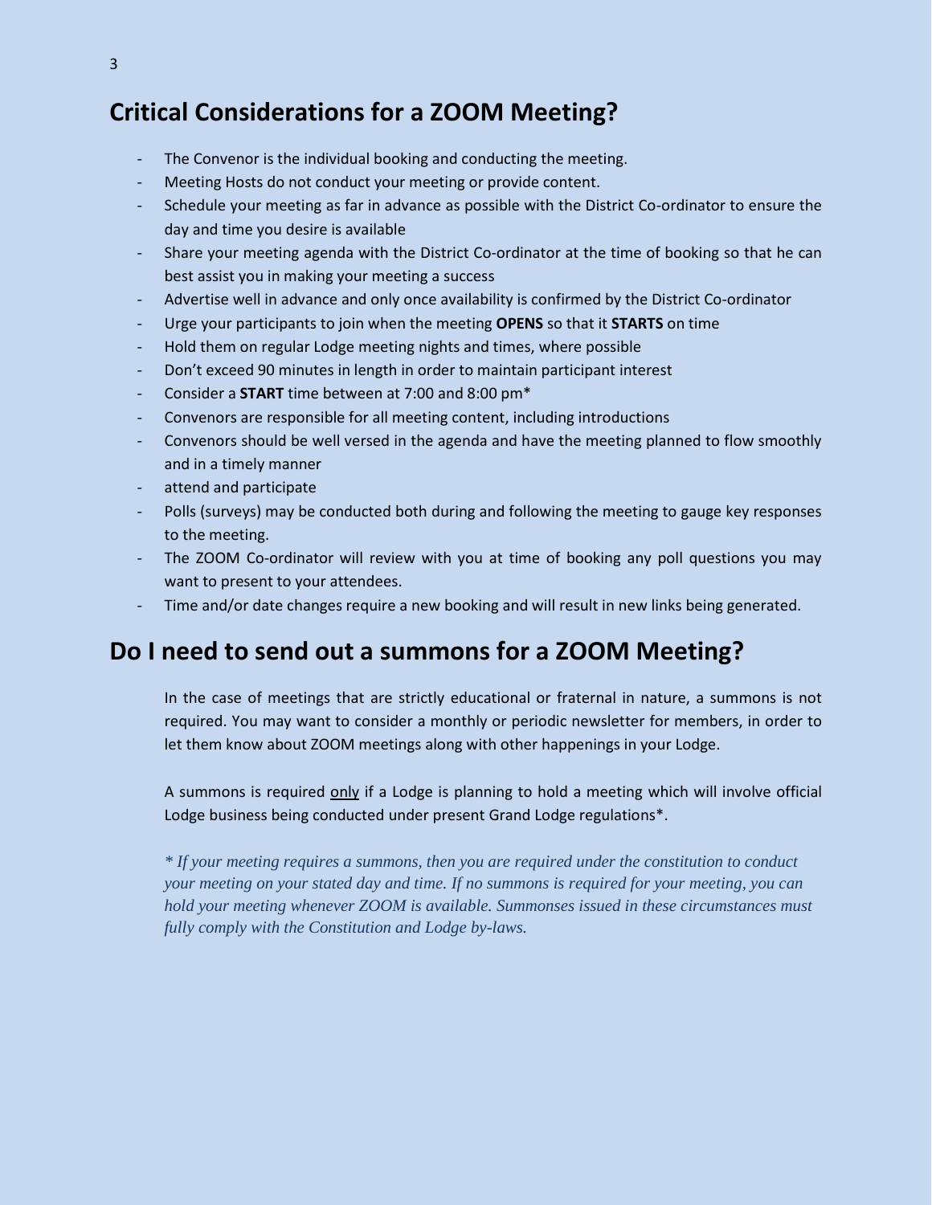## Critical Considerations for a ZOOM Meeting?

- The Convenor is the individual booking and conducting the meeting.
- Meeting Hosts do not conduct your meeting or provide content.
- Schedule your meeting as far in advance as possible with the District Co-ordinator to ensure the day and time you desire is available
- Share your meeting agenda with the District Co-ordinator at the time of booking so that he can best assist you in making your meeting a success
- Advertise well in advance and only once availability is confirmed by the District Co-ordinator
- Urge your participants to join when the meeting **OPENS** so that it **STARTS** on time
- Hold them on regular Lodge meeting nights and times, where possible
- Don't exceed 90 minutes in length in order to maintain participant interest
- Consider a **START** time between at 7:00 and 8:00 pm*
- Convenors are responsible for all meeting content, including introductions
- Convenors should be well versed in the agenda and have the meeting planned to flow smoothly and in a timely manner
- attend and participate
- Polls (surveys) may be conducted both during and following the meeting to gauge key responses to the meeting.
- The ZOOM Co-ordinator will review with you at time of booking any poll questions you may want to present to your attendees.
- Time and/or date changes require a new booking and will result in new links being generated.

## Do I need to send out a summons for a ZOOM Meeting?

In the case of meetings that are strictly educational or fraternal in nature, a summons is not required. You may want to consider a monthly or periodic newsletter for members, in order to let them know about ZOOM meetings along with other happenings in your Lodge.

A summons is required <u>only</u> if a Lodge is planning to hold a meeting which will involve official Lodge business being conducted under present Grand Lodge regulations*.

*\* If your meeting requires a summons, then you are required under the constitution to conduct your meeting on your stated day and time. If no summons is required for your meeting, you can hold your meeting whenever ZOOM is available. Summonses issued in these circumstances must fully comply with the Constitution and Lodge by-laws.*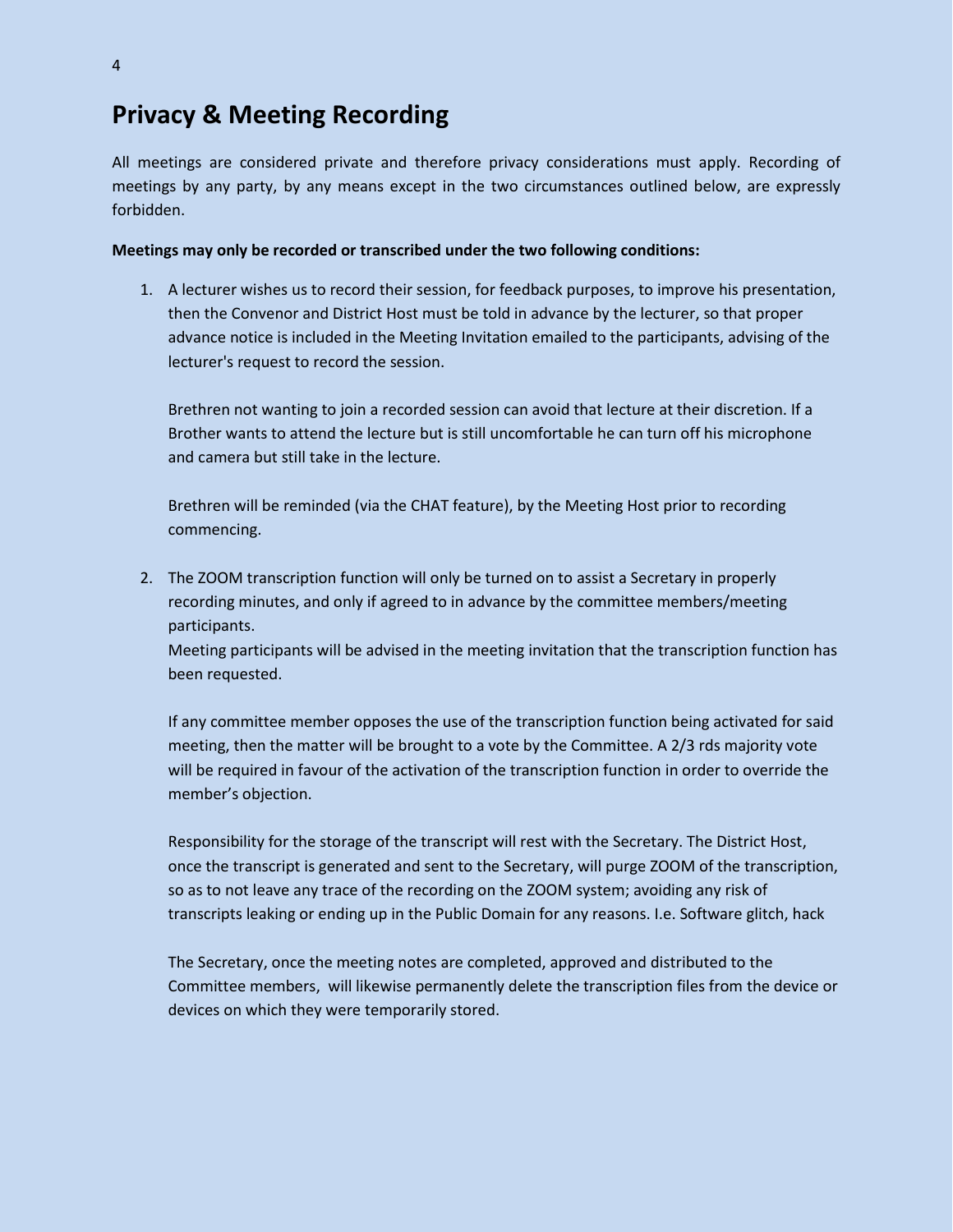# Privacy & Meeting Recording

All meetings are considered private and therefore privacy considerations must apply. Recording of meetings by any party, by any means except in the two circumstances outlined below, are expressly forbidden.

**Meetings may only be recorded or transcribed under the two following conditions:**

1. A lecturer wishes us to record their session, for feedback purposes, to improve his presentation, then the Convenor and District Host must be told in advance by the lecturer, so that proper advance notice is included in the Meeting Invitation emailed to the participants, advising of the lecturer's request to record the session.

   Brethren not wanting to join a recorded session can avoid that lecture at their discretion. If a Brother wants to attend the lecture but is still uncomfortable he can turn off his microphone and camera but still take in the lecture.

   Brethren will be reminded (via the CHAT feature), by the Meeting Host prior to recording commencing.

2. The ZOOM transcription function will only be turned on to assist a Secretary in properly recording minutes, and only if agreed to in advance by the committee members/meeting participants.
   Meeting participants will be advised in the meeting invitation that the transcription function has been requested.

   If any committee member opposes the use of the transcription function being activated for said meeting, then the matter will be brought to a vote by the Committee. A 2/3 rds majority vote will be required in favour of the activation of the transcription function in order to override the member's objection.

   Responsibility for the storage of the transcript will rest with the Secretary. The District Host, once the transcript is generated and sent to the Secretary, will purge ZOOM of the transcription, so as to not leave any trace of the recording on the ZOOM system; avoiding any risk of transcripts leaking or ending up in the Public Domain for any reasons. I.e. Software glitch, hack

   The Secretary, once the meeting notes are completed, approved and distributed to the Committee members, will likewise permanently delete the transcription files from the device or devices on which they were temporarily stored.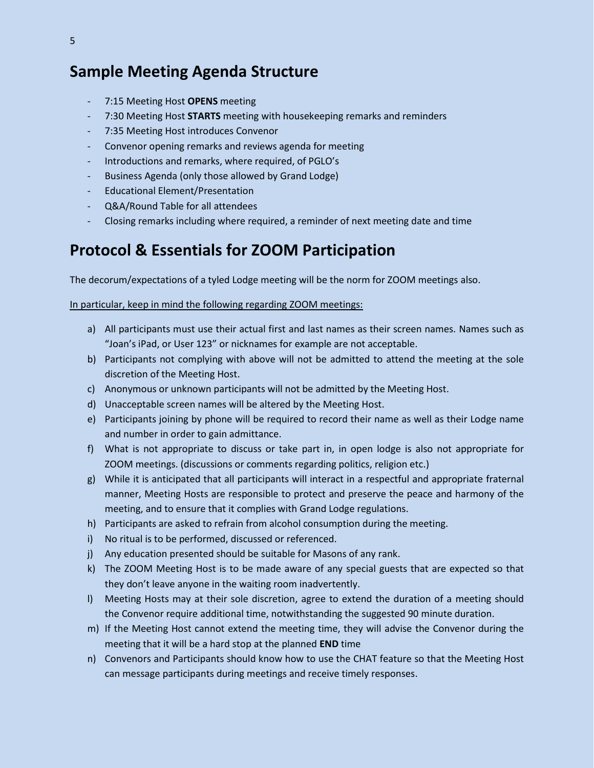## Sample Meeting Agenda Structure

- 7:15 Meeting Host **OPENS** meeting
- 7:30 Meeting Host **STARTS** meeting with housekeeping remarks and reminders
- 7:35 Meeting Host introduces Convenor
- Convenor opening remarks and reviews agenda for meeting
- Introductions and remarks, where required, of PGLO's
- Business Agenda (only those allowed by Grand Lodge)
- Educational Element/Presentation
- Q&A/Round Table for all attendees
- Closing remarks including where required, a reminder of next meeting date and time

## Protocol & Essentials for ZOOM Participation

The decorum/expectations of a tyled Lodge meeting will be the norm for ZOOM meetings also.

<u>In particular, keep in mind the following regarding ZOOM meetings:</u>

a) All participants must use their actual first and last names as their screen names. Names such as "Joan's iPad, or User 123" or nicknames for example are not acceptable.
b) Participants not complying with above will not be admitted to attend the meeting at the sole discretion of the Meeting Host.
c) Anonymous or unknown participants will not be admitted by the Meeting Host.
d) Unacceptable screen names will be altered by the Meeting Host.
e) Participants joining by phone will be required to record their name as well as their Lodge name and number in order to gain admittance.
f) What is not appropriate to discuss or take part in, in open lodge is also not appropriate for ZOOM meetings. (discussions or comments regarding politics, religion etc.)
g) While it is anticipated that all participants will interact in a respectful and appropriate fraternal manner, Meeting Hosts are responsible to protect and preserve the peace and harmony of the meeting, and to ensure that it complies with Grand Lodge regulations.
h) Participants are asked to refrain from alcohol consumption during the meeting.
i) No ritual is to be performed, discussed or referenced.
j) Any education presented should be suitable for Masons of any rank.
k) The ZOOM Meeting Host is to be made aware of any special guests that are expected so that they don't leave anyone in the waiting room inadvertently.
l) Meeting Hosts may at their sole discretion, agree to extend the duration of a meeting should the Convenor require additional time, notwithstanding the suggested 90 minute duration.
m) If the Meeting Host cannot extend the meeting time, they will advise the Convenor during the meeting that it will be a hard stop at the planned **END** time
n) Convenors and Participants should know how to use the CHAT feature so that the Meeting Host can message participants during meetings and receive timely responses.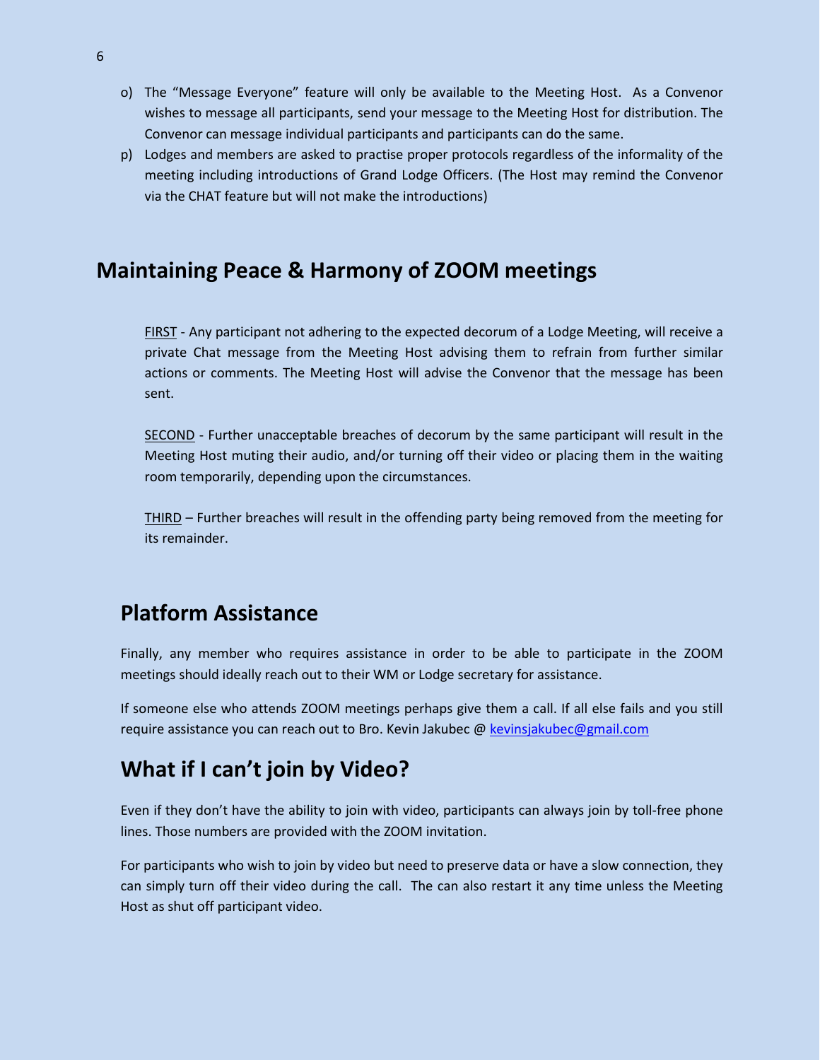o) The "Message Everyone" feature will only be available to the Meeting Host. As a Convenor wishes to message all participants, send your message to the Meeting Host for distribution. The Convenor can message individual participants and participants can do the same.

p) Lodges and members are asked to practise proper protocols regardless of the informality of the meeting including introductions of Grand Lodge Officers. (The Host may remind the Convenor via the CHAT feature but will not make the introductions)

## Maintaining Peace & Harmony of ZOOM meetings

FIRST - Any participant not adhering to the expected decorum of a Lodge Meeting, will receive a private Chat message from the Meeting Host advising them to refrain from further similar actions or comments. The Meeting Host will advise the Convenor that the message has been sent.

SECOND - Further unacceptable breaches of decorum by the same participant will result in the Meeting Host muting their audio, and/or turning off their video or placing them in the waiting room temporarily, depending upon the circumstances.

THIRD – Further breaches will result in the offending party being removed from the meeting for its remainder.

## Platform Assistance

Finally, any member who requires assistance in order to be able to participate in the ZOOM meetings should ideally reach out to their WM or Lodge secretary for assistance.

If someone else who attends ZOOM meetings perhaps give them a call. If all else fails and you still require assistance you can reach out to Bro. Kevin Jakubec @ [kevinsjakubec@gmail.com](mailto:kevinsjakubec@gmail.com)

## What if I can't join by Video?

Even if they don't have the ability to join with video, participants can always join by toll-free phone lines. Those numbers are provided with the ZOOM invitation.

For participants who wish to join by video but need to preserve data or have a slow connection, they can simply turn off their video during the call. The can also restart it any time unless the Meeting Host as shut off participant video.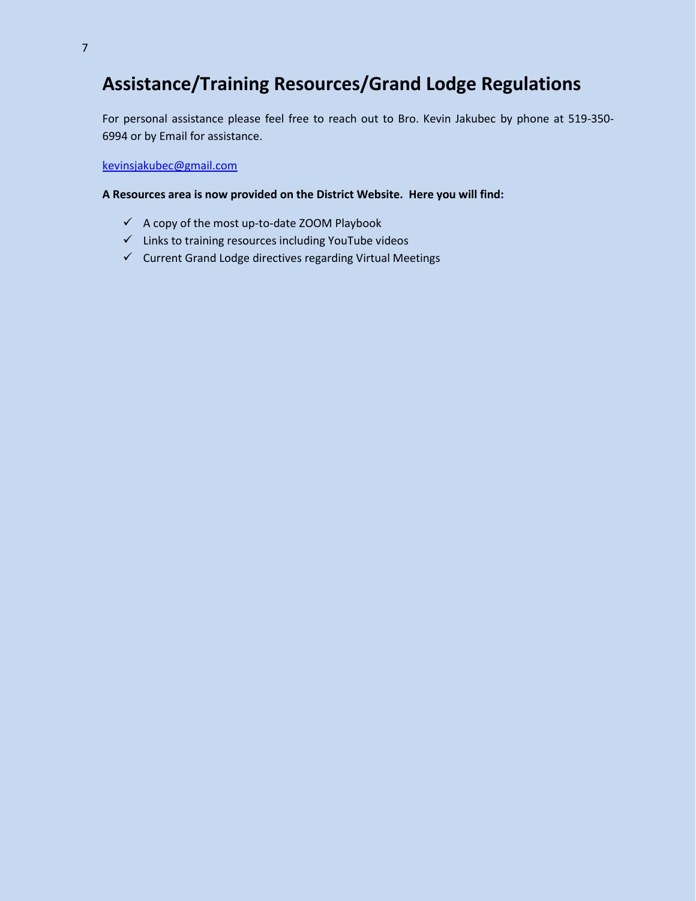# Assistance/Training Resources/Grand Lodge Regulations

For personal assistance please feel free to reach out to Bro. Kevin Jakubec by phone at 519-350-6994 or by Email for assistance.

kevinsjakubec@gmail.com

**A Resources area is now provided on the District Website. Here you will find:**

- ✓ A copy of the most up-to-date ZOOM Playbook
- ✓ Links to training resources including YouTube videos
- ✓ Current Grand Lodge directives regarding Virtual Meetings